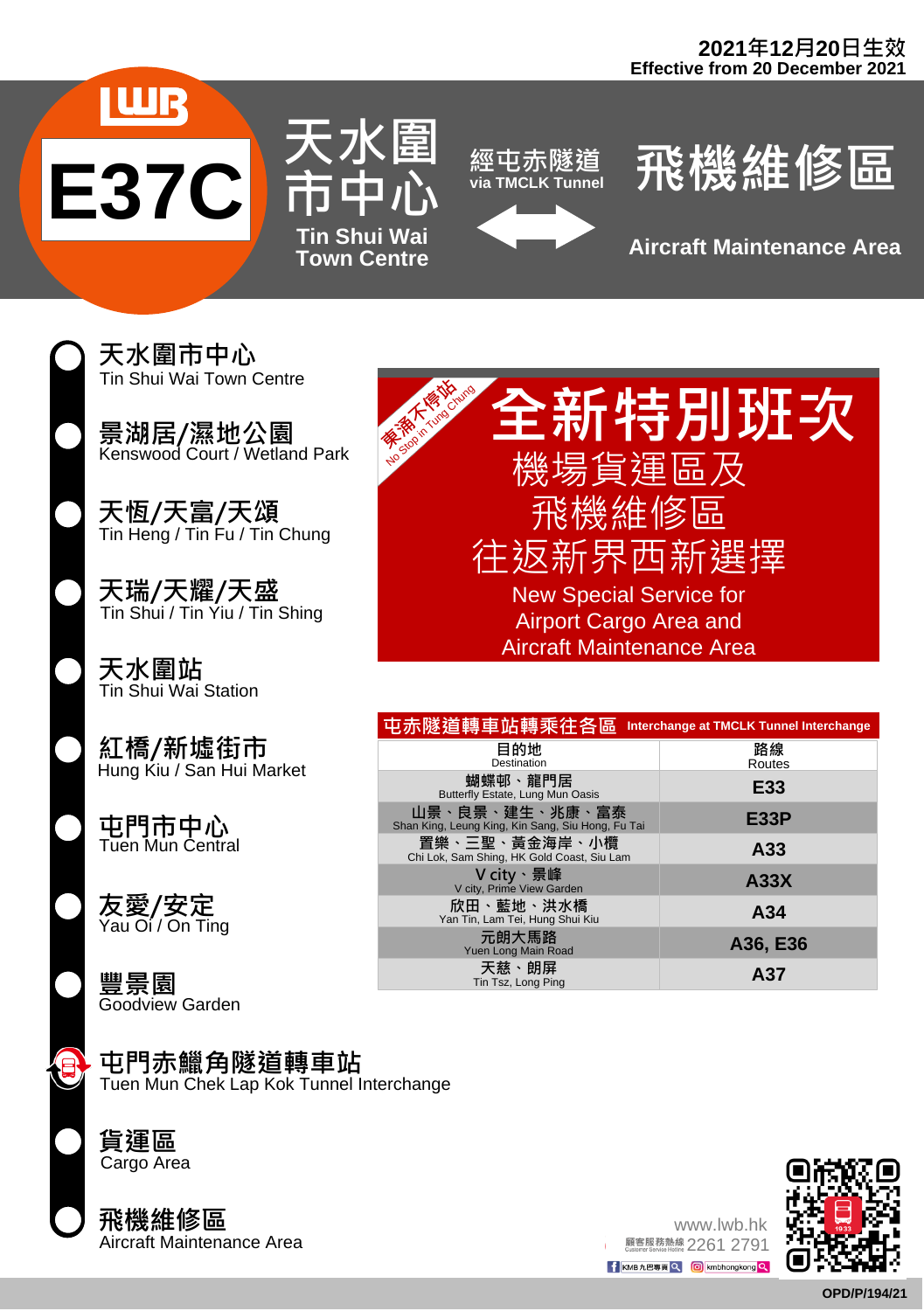2021年12月20日生效
Effective from 20 December 2021

# LWB E37C

# 天水圍市中心 Tin Shui Wai Town Centre ⟷ 飛機維修區 Aircraft Maintenance Area

經屯赤隧道
via TMCLK Tunnel

- 天水圍市中心
  Tin Shui Wai Town Centre
- 景湖居/濕地公園
  Kenswood Court / Wetland Park
- 天恒/天富/天頌
  Tin Heng / Tin Fu / Tin Chung
- 天瑞/天耀/天盛
  Tin Shui / Tin Yiu / Tin Shing
- 天水圍站
  Tin Shui Wai Station
- 紅橋/新墟街市
  Hung Kiu / San Hui Market
- 屯門市中心
  Tuen Mun Central
- 友愛/安定
  Yau Oi / On Ting
- 豐景園
  Goodview Garden
- 屯門赤鱲角隧道轉車站
  Tuen Mun Chek Lap Kok Tunnel Interchange
- 貨運區
  Cargo Area
- 飛機維修區
  Aircraft Maintenance Area

東涌不停站
No Stop in Tung Chung

## 全新特別班次

機場貨運區及
飛機維修區
往返新界西新選擇

New Special Service for
Airport Cargo Area and
Aircraft Maintenance Area

### 屯赤隧道轉車站轉乘往各區 Interchange at TMCLK Tunnel Interchange

| 目的地 Destination | 路線 Routes |
|---|---|
| 蝴蝶邨、龍門居 Butterfly Estate, Lung Mun Oasis | E33 |
| 山景、良景、建生、兆康、富泰 Shan King, Leung King, Kin Sang, Siu Hong, Fu Tai | E33P |
| 置樂、三聖、黃金海岸、小欖 Chi Lok, Sam Shing, HK Gold Coast, Siu Lam | A33 |
| V city、景峰 V city, Prime View Garden | A33X |
| 欣田、藍地、洪水橋 Yan Tin, Lam Tei, Hung Shui Kiu | A34 |
| 元朗大馬路 Yuen Long Main Road | A36, E36 |
| 天慈、朗屏 Tin Tsz, Long Ping | A37 |

www.lwb.hk
顧客服務熱線 Customer Service Hotline 2261 2791
KMB九巴專頁 kmbhongkong

OPD/P/194/21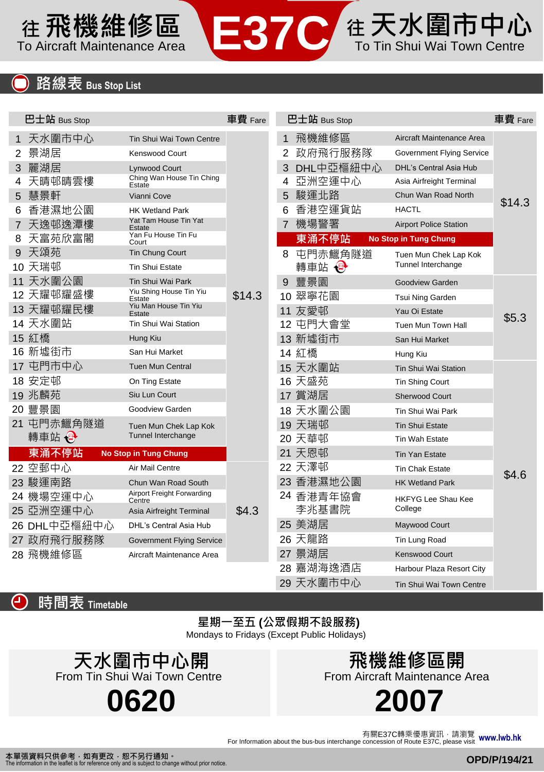# 往 飛機維修區 To Aircraft Maintenance Area　E37C　往 天水圍市中心 To Tin Shui Wai Town Centre

## 路線表 Bus Stop List

| 巴士站 Bus Stop | | 車費 Fare |
|---|---|---|
| 1 天水圍市中心 | Tin Shui Wai Town Centre | $14.3 |
| 2 景湖居 | Kenswood Court | |
| 3 麗湖居 | Lynwood Court | |
| 4 天晴邨晴雲樓 | Ching Wan House Tin Ching Estate | |
| 5 慧景軒 | Vianni Cove | |
| 6 香港濕地公園 | HK Wetland Park | |
| 7 天逸邨逸潭樓 | Yat Tam House Tin Yat Estate | |
| 8 天富苑欣富閣 | Yan Fu House Tin Fu Court | |
| 9 天頌苑 | Tin Chung Court | |
| 10 天瑞邨 | Tin Shui Estate | |
| 11 天水圍公園 | Tin Shui Wai Park | |
| 12 天耀邨耀盛樓 | Yiu Shing House Tin Yiu Estate | |
| 13 天耀邨耀民樓 | Yiu Man House Tin Yiu Estate | |
| 14 天水圍站 | Tin Shui Wai Station | |
| 15 紅橋 | Hung Kiu | |
| 16 新墟街市 | San Hui Market | |
| 17 屯門市中心 | Tuen Mun Central | |
| 18 安定邨 | On Ting Estate | |
| 19 兆麟苑 | Siu Lun Court | |
| 20 豐景園 | Goodview Garden | |
| 21 屯門赤鱲角隧道轉車站 | Tuen Mun Chek Lap Kok Tunnel Interchange | |
| **東涌不停站** | **No Stop in Tung Chung** | |
| 22 空郵中心 | Air Mail Centre | $4.3 |
| 23 駿運南路 | Chun Wan Road South | |
| 24 機場空運中心 | Airport Freight Forwarding Centre | |
| 25 亞洲空運中心 | Asia Airfreight Terminal | |
| 26 DHL中亞樞紐中心 | DHL's Central Asia Hub | |
| 27 政府飛行服務隊 | Government Flying Service | |
| 28 飛機維修區 | Aircraft Maintenance Area | |

| 巴士站 Bus Stop | | 車費 Fare |
|---|---|---|
| 1 飛機維修區 | Aircraft Maintenance Area | $14.3 |
| 2 政府飛行服務隊 | Government Flying Service | |
| 3 DHL中亞樞紐中心 | DHL's Central Asia Hub | |
| 4 亞洲空運中心 | Asia Airfreight Terminal | |
| 5 駿運北路 | Chun Wan Road North | |
| 6 香港空運貨站 | HACTL | |
| 7 機場警署 | Airport Police Station | |
| **東涌不停站** | **No Stop in Tung Chung** | |
| 8 屯門赤鱲角隧道轉車站 | Tuen Mun Chek Lap Kok Tunnel Interchange | |
| 9 豐景園 | Goodview Garden | $5.3 |
| 10 翠寧花園 | Tsui Ning Garden | |
| 11 友愛邨 | Yau Oi Estate | |
| 12 屯門大會堂 | Tuen Mun Town Hall | |
| 13 新墟街市 | San Hui Market | |
| 14 紅橋 | Hung Kiu | |
| 15 天水圍站 | Tin Shui Wai Station | $4.6 |
| 16 天盛苑 | Tin Shing Court | |
| 17 賞湖居 | Sherwood Court | |
| 18 天水圍公園 | Tin Shui Wai Park | |
| 19 天瑞邨 | Tin Shui Estate | |
| 20 天華邨 | Tin Wah Estate | |
| 21 天恩邨 | Tin Yan Estate | |
| 22 天澤邨 | Tin Chak Estate | |
| 23 香港濕地公園 | HK Wetland Park | |
| 24 香港青年協會李兆基書院 | HKFYG Lee Shau Kee College | |
| 25 美湖居 | Maywood Court | |
| 26 天龍路 | Tin Lung Road | |
| 27 景湖居 | Kenswood Court | |
| 28 嘉湖海逸酒店 | Harbour Plaza Resort City | |
| 29 天水圍市中心 | Tin Shui Wai Town Centre | |

## 時間表 Timetable

**星期一至五 (公眾假期不設服務)**
Mondays to Fridays (Except Public Holidays)

| 天水圍市中心開 From Tin Shui Wai Town Centre | 飛機維修區開 From Aircraft Maintenance Area |
|---|---|
| **0620** | **2007** |

有關E37C轉乘優惠資訊，請瀏覽 www.lwb.hk
For Information about the bus-bus interchange concession of Route E37C, please visit www.lwb.hk

本單張資料只供參考，如有更改，恕不另行通知。
The information in the leaflet is for reference only and is subject to change without prior notice.

OPD/P/194/21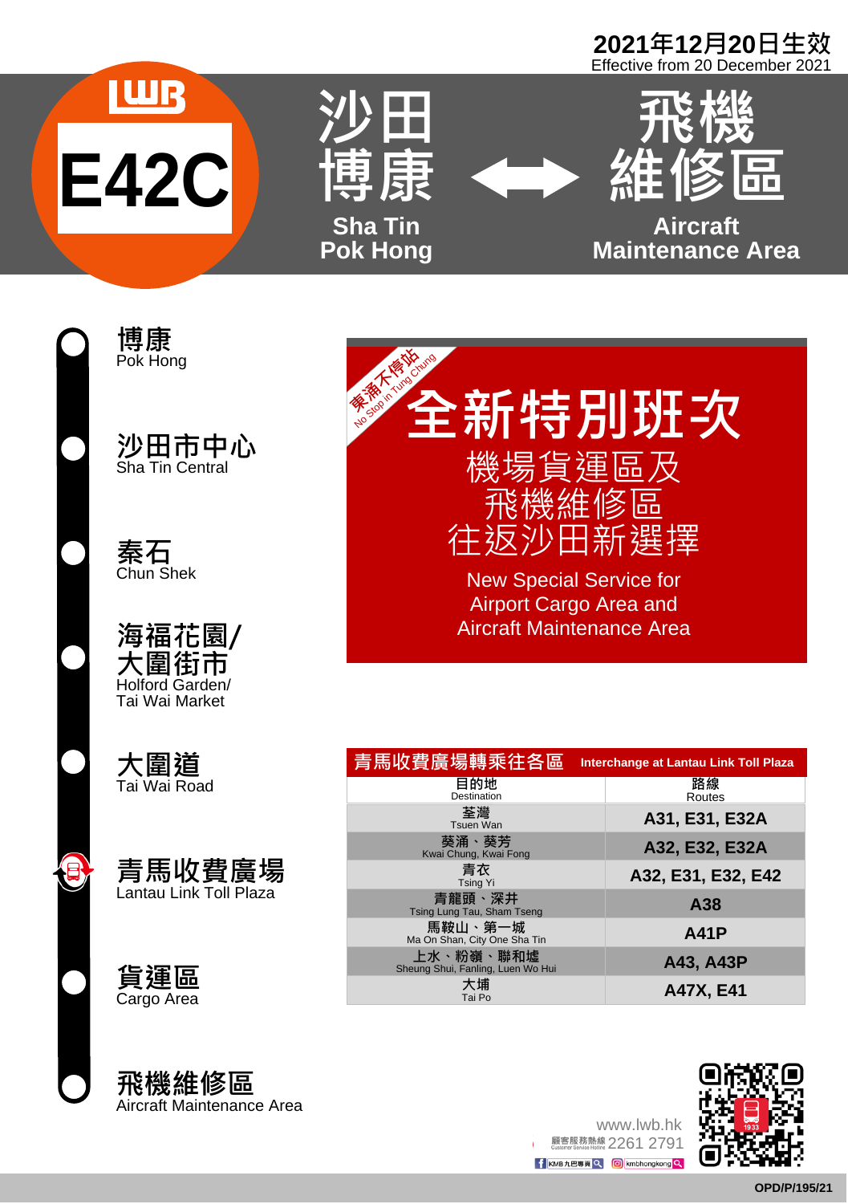2021年12月20日生效
Effective from 20 December 2021

# E42C

# 沙田博康 ⟷ 飛機維修區

## Sha Tin Pok Hong ⟷ Aircraft Maintenance Area

- **博康** Pok Hong
- **沙田市中心** Sha Tin Central
- **秦石** Chun Shek
- **海福花園/大圍街市** Holford Garden/ Tai Wai Market
- **大圍道** Tai Wai Road
- **青馬收費廣場** Lantau Link Toll Plaza
- **貨運區** Cargo Area
- **飛機維修區** Aircraft Maintenance Area

東涌不停站
No Stop in Tung Chung

## 全新特別班次

機場貨運區及
飛機維修區
往返沙田新選擇

New Special Service for
Airport Cargo Area and
Aircraft Maintenance Area

### 青馬收費廣場轉乘往各區 Interchange at Lantau Link Toll Plaza

| 目的地 Destination | 路線 Routes |
|---|---|
| 荃灣 Tsuen Wan | A31, E31, E32A |
| 葵涌、葵芳 Kwai Chung, Kwai Fong | A32, E32, E32A |
| 青衣 Tsing Yi | A32, E31, E32, E42 |
| 青龍頭、深井 Tsing Lung Tau, Sham Tseng | A38 |
| 馬鞍山、第一城 Ma On Shan, City One Sha Tin | A41P |
| 上水、粉嶺、聯和墟 Sheung Shui, Fanling, Luen Wo Hui | A43, A43P |
| 大埔 Tai Po | A47X, E41 |

www.lwb.hk
顧客服務熱線 Customer Service Hotline 2261 2791
KMB九巴專頁 kmbhongkong

OPD/P/195/21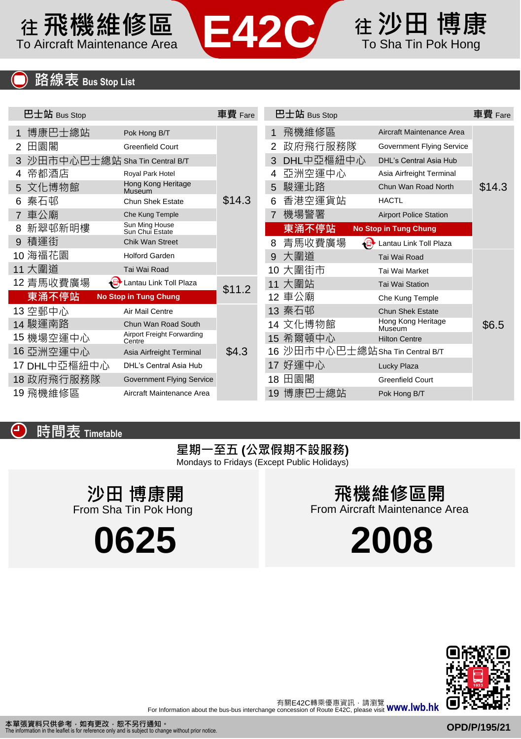# E42C

往 飛機維修區 To Aircraft Maintenance Area

往 沙田 博康 To Sha Tin Pok Hong

## 路線表 Bus Stop List

### 往 飛機維修區 To Aircraft Maintenance Area

| 巴士站 Bus Stop | | 車費 Fare |
|---|---|---|
| 1 博康巴士總站 | Pok Hong B/T | $14.3 |
| 2 田園閣 | Greenfield Court | |
| 3 沙田市中心巴士總站 | Sha Tin Central B/T | |
| 4 帝都酒店 | Royal Park Hotel | |
| 5 文化博物館 | Hong Kong Heritage Museum | |
| 6 秦石邨 | Chun Shek Estate | |
| 7 車公廟 | Che Kung Temple | |
| 8 新翠邨新明樓 | Sun Ming House Sun Chui Estate | |
| 9 積運街 | Chik Wan Street | |
| 10 海福花園 | Holford Garden | |
| 11 大圍道 | Tai Wai Road | |
| 12 青馬收費廣場 | Lantau Link Toll Plaza | $11.2 |
| **東涌不停站** | **No Stop in Tung Chung** | |
| 13 空郵中心 | Air Mail Centre | $4.3 |
| 14 駿運南路 | Chun Wan Road South | |
| 15 機場空運中心 | Airport Freight Forwarding Centre | |
| 16 亞洲空運中心 | Asia Airfreight Terminal | |
| 17 DHL中亞樞紐中心 | DHL's Central Asia Hub | |
| 18 政府飛行服務隊 | Government Flying Service | |
| 19 飛機維修區 | Aircraft Maintenance Area | |

### 往 沙田 博康 To Sha Tin Pok Hong

| 巴士站 Bus Stop | | 車費 Fare |
|---|---|---|
| 1 飛機維修區 | Aircraft Maintenance Area | $14.3 |
| 2 政府飛行服務隊 | Government Flying Service | |
| 3 DHL中亞樞紐中心 | DHL's Central Asia Hub | |
| 4 亞洲空運中心 | Asia Airfreight Terminal | |
| 5 駿運北路 | Chun Wan Road North | |
| 6 香港空運貨站 | HACTL | |
| 7 機場警署 | Airport Police Station | |
| **東涌不停站** | **No Stop in Tung Chung** | |
| 8 青馬收費廣場 | Lantau Link Toll Plaza | |
| 9 大圍道 | Tai Wai Road | $6.5 |
| 10 大圍街市 | Tai Wai Market | |
| 11 大圍站 | Tai Wai Station | |
| 12 車公廟 | Che Kung Temple | |
| 13 秦石邨 | Chun Shek Estate | |
| 14 文化博物館 | Hong Kong Heritage Museum | |
| 15 希爾頓中心 | Hilton Centre | |
| 16 沙田市中心巴士總站 | Sha Tin Central B/T | |
| 17 好運中心 | Lucky Plaza | |
| 18 田園閣 | Greenfield Court | |
| 19 博康巴士總站 | Pok Hong B/T | |

## 時間表 Timetable

**星期一至五 (公眾假期不設服務)**
Mondays to Fridays (Except Public Holidays)

| 沙田 博康開 From Sha Tin Pok Hong | 飛機維修區開 From Aircraft Maintenance Area |
|---|---|
| **0625** | **2008** |

有關E42C轉乘優惠資訊，請瀏覽
For Information about the bus-bus interchange concession of Route E42C, please visit **www.lwb.hk**

**本單張資料只供參考，如有更改，恕不另行通知。**
The information in the leaflet is for reference only and is subject to change without prior notice.

**OPD/P/195/21**